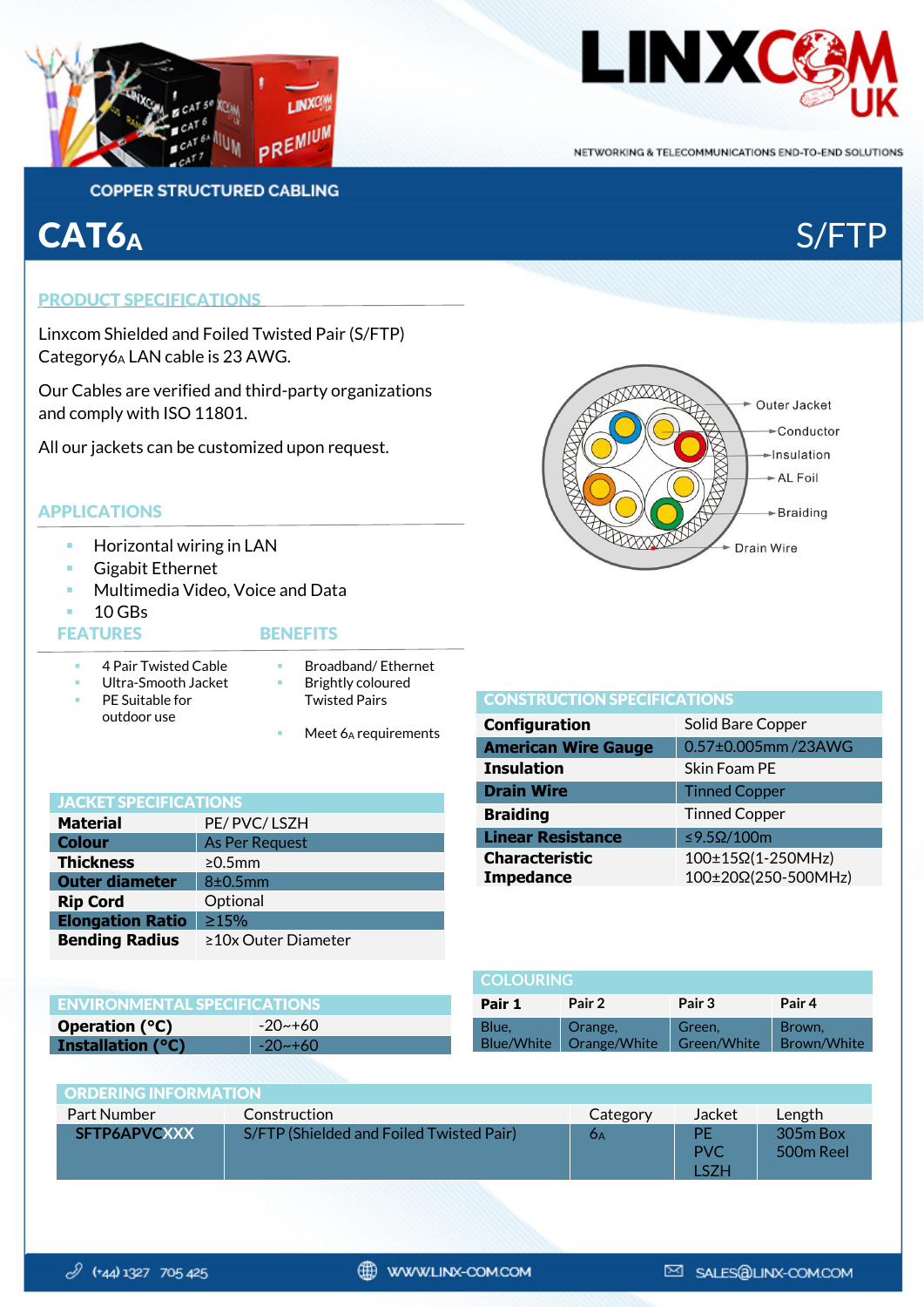# LINXCOM UK

NETWORKING & TELECOMMUNICATIONS END-TO-END SOLUTIONS

## COPPER STRUCTURED CABLING

# CAT6A S/FTP

## PRODUCT SPECIFICATIONS

Linxcom Shielded and Foiled Twisted Pair (S/FTP) Category6A LAN cable is 23 AWG.

Our Cables are verified and third-party organizations and comply with ISO 11801.

All our jackets can be customized upon request.

## APPLICATIONS

- Horizontal wiring in LAN
- Gigabit Ethernet
- Multimedia Video, Voice and Data
- 10 GBs

## FEATURES

- 4 Pair Twisted Cable
- Ultra-Smooth Jacket
- PE Suitable for outdoor use

## BENEFITS

- Broadband/ Ethernet
- Brightly coloured Twisted Pairs
- Meet 6A requirements

Outer Jacket
Conductor
Insulation
AL Foil
Braiding
Drain Wire

## CONSTRUCTION SPECIFICATIONS

| | |
|---|---|
| **Configuration** | Solid Bare Copper |
| **American Wire Gauge** | 0.57±0.005mm /23AWG |
| **Insulation** | Skin Foam PE |
| **Drain Wire** | Tinned Copper |
| **Braiding** | Tinned Copper |
| **Linear Resistance** | ≤9.5Ω/100m |
| **Characteristic Impedance** | 100±15Ω(1-250MHz)<br>100±20Ω(250-500MHz) |

## JACKET SPECIFICATIONS

| | |
|---|---|
| **Material** | PE/ PVC/ LSZH |
| **Colour** | As Per Request |
| **Thickness** | ≥0.5mm |
| **Outer diameter** | 8±0.5mm |
| **Rip Cord** | Optional |
| **Elongation Ratio** | ≥15% |
| **Bending Radius** | ≥10x Outer Diameter |

## ENVIRONMENTAL SPECIFICATIONS

| | |
|---|---|
| **Operation (°C)** | -20~+60 |
| **Installation (°C)** | -20~+60 |

## COLOURING

| Pair 1 | Pair 2 | Pair 3 | Pair 4 |
|---|---|---|---|
| Blue, Blue/White | Orange, Orange/White | Green, Green/White | Brown, Brown/White |

## ORDERING INFORMATION

| Part Number | Construction | Category | Jacket | Length |
|---|---|---|---|---|
| SFTP6APVCXXX | S/FTP (Shielded and Foiled Twisted Pair) | 6A | PE<br>PVC<br>LSZH | 305m Box<br>500m Reel |

(+44) 1327 705 425 | WWW.LINX-COM.COM | SALES@LINX-COM.COM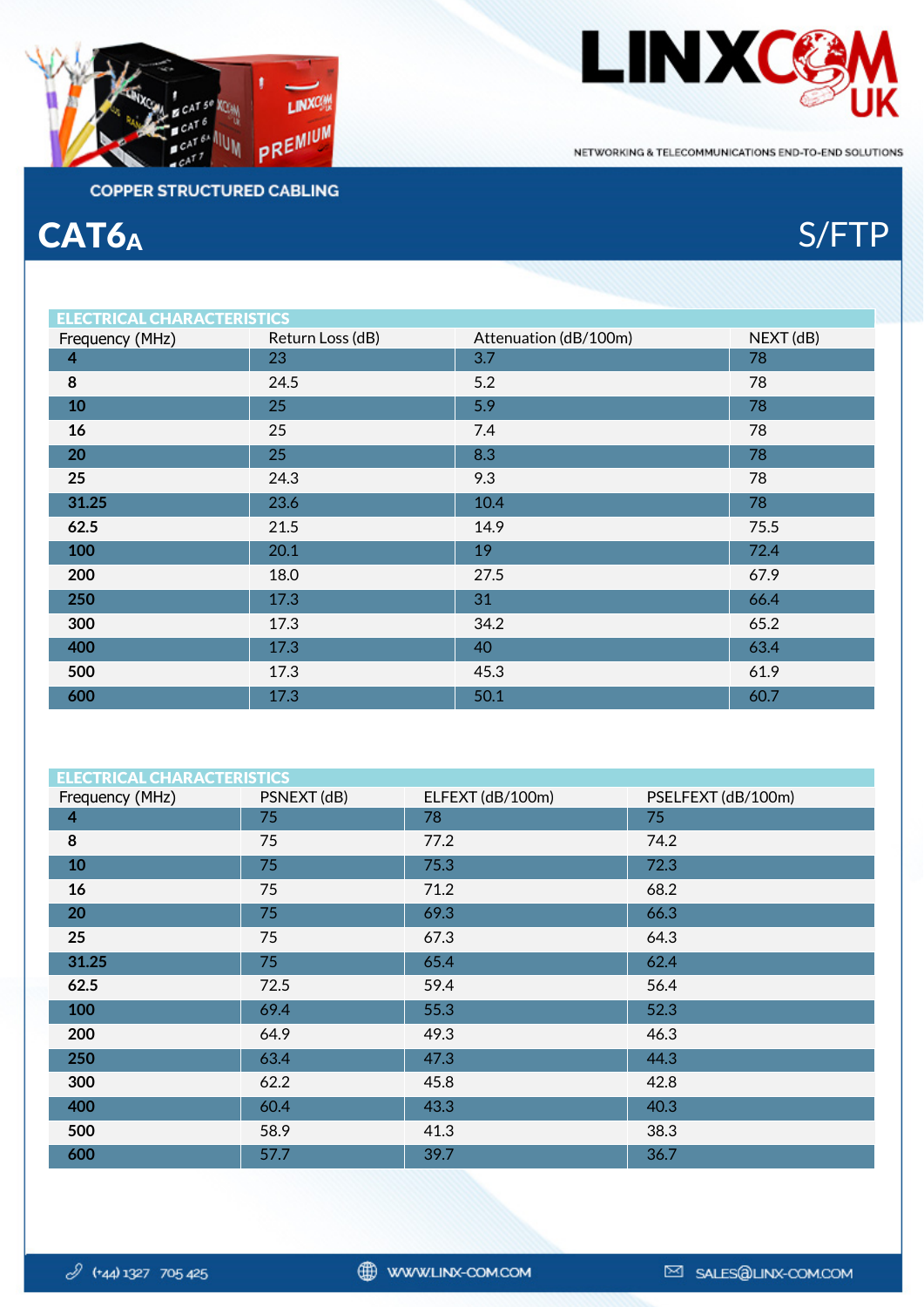# LINXCOM UK

NETWORKING & TELECOMMUNICATIONS END-TO-END SOLUTIONS

## COPPER STRUCTURED CABLING

## CAT6A S/FTP

### ELECTRICAL CHARACTERISTICS

| Frequency (MHz) | Return Loss (dB) | Attenuation (dB/100m) | NEXT (dB) |
|---|---|---|---|
| 4 | 23 | 3.7 | 78 |
| 8 | 24.5 | 5.2 | 78 |
| 10 | 25 | 5.9 | 78 |
| 16 | 25 | 7.4 | 78 |
| 20 | 25 | 8.3 | 78 |
| 25 | 24.3 | 9.3 | 78 |
| 31.25 | 23.6 | 10.4 | 78 |
| 62.5 | 21.5 | 14.9 | 75.5 |
| 100 | 20.1 | 19 | 72.4 |
| 200 | 18.0 | 27.5 | 67.9 |
| 250 | 17.3 | 31 | 66.4 |
| 300 | 17.3 | 34.2 | 65.2 |
| 400 | 17.3 | 40 | 63.4 |
| 500 | 17.3 | 45.3 | 61.9 |
| 600 | 17.3 | 50.1 | 60.7 |

### ELECTRICAL CHARACTERISTICS

| Frequency (MHz) | PSNEXT (dB) | ELFEXT (dB/100m) | PSELFEXT (dB/100m) |
|---|---|---|---|
| 4 | 75 | 78 | 75 |
| 8 | 75 | 77.2 | 74.2 |
| 10 | 75 | 75.3 | 72.3 |
| 16 | 75 | 71.2 | 68.2 |
| 20 | 75 | 69.3 | 66.3 |
| 25 | 75 | 67.3 | 64.3 |
| 31.25 | 75 | 65.4 | 62.4 |
| 62.5 | 72.5 | 59.4 | 56.4 |
| 100 | 69.4 | 55.3 | 52.3 |
| 200 | 64.9 | 49.3 | 46.3 |
| 250 | 63.4 | 47.3 | 44.3 |
| 300 | 62.2 | 45.8 | 42.8 |
| 400 | 60.4 | 43.3 | 40.3 |
| 500 | 58.9 | 41.3 | 38.3 |
| 600 | 57.7 | 39.7 | 36.7 |

(+44) 1327 705 425 WWW.LINX-COM.COM SALES@LINX-COM.COM